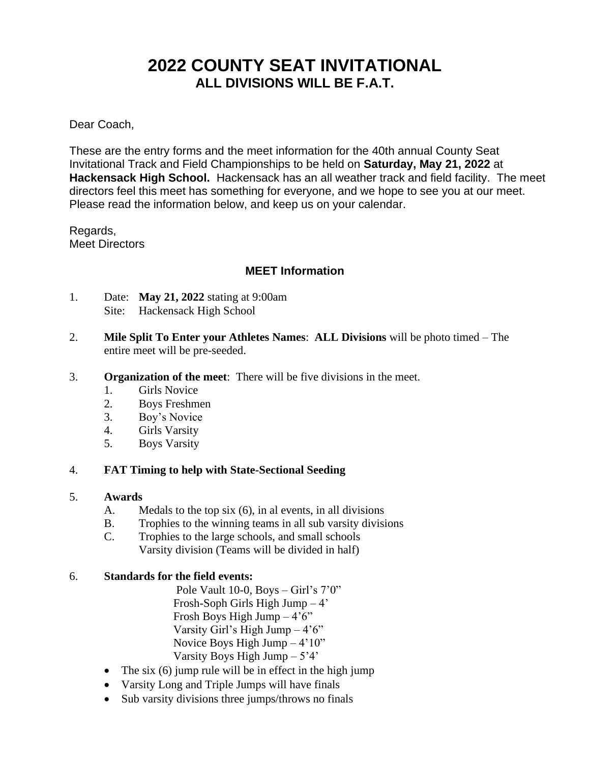# 2022 COUNTY SEAT INVITATIONAL

## ALL DIVISIONS WILL BE F.A.T.

Dear Coach,

These are the entry forms and the meet information for the 40th annual County Seat Invitational Track and Field Championships to be held on **Saturday, May 21, 2022** at **Hackensack High School.** Hackensack has an all weather track and field facility. The meet directors feel this meet has something for everyone, and we hope to see you at our meet. Please read the information below, and keep us on your calendar.

Regards,
Meet Directors

### MEET Information

1. Date: **May 21, 2022** stating at 9:00am
   Site: Hackensack High School

2. **Mile Split To Enter your Athletes Names**: **ALL Divisions** will be photo timed – The entire meet will be pre-seeded.

3. **Organization of the meet**: There will be five divisions in the meet.
   1. Girls Novice
   2. Boys Freshmen
   3. Boy's Novice
   4. Girls Varsity
   5. Boys Varsity

4. **FAT Timing to help with State-Sectional Seeding**

5. **Awards**
   - A. Medals to the top six (6), in al events, in all divisions
   - B. Trophies to the winning teams in all sub varsity divisions
   - C. Trophies to the large schools, and small schools
     Varsity division (Teams will be divided in half)

6. **Standards for the field events:**

   Pole Vault 10-0, Boys – Girl's 7'0"
   Frosh-Soph Girls High Jump – 4'
   Frosh Boys High Jump – 4'6"
   Varsity Girl's High Jump – 4'6"
   Novice Boys High Jump – 4'10"
   Varsity Boys High Jump – 5'4'

   - The six (6) jump rule will be in effect in the high jump
   - Varsity Long and Triple Jumps will have finals
   - Sub varsity divisions three jumps/throws no finals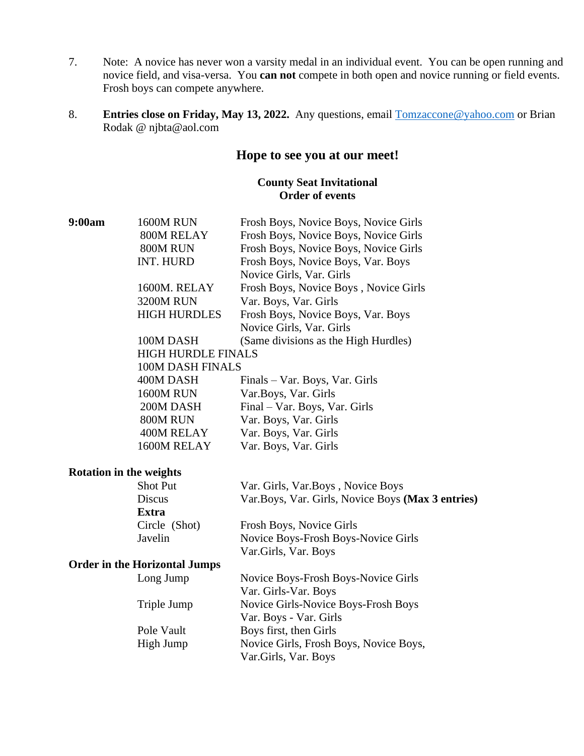7. Note: A novice has never won a varsity medal in an individual event. You can be open running and novice field, and visa-versa. You **can not** compete in both open and novice running or field events. Frosh boys can compete anywhere.

8. **Entries close on Friday, May 13, 2022.** Any questions, email Tomzaccone@yahoo.com or Brian Rodak @ njbta@aol.com

## Hope to see you at our meet!

### County Seat Invitational
### Order of events

| | | |
|---|---|---|
| **9:00am** | 1600M RUN | Frosh Boys, Novice Boys, Novice Girls |
| | 800M RELAY | Frosh Boys, Novice Boys, Novice Girls |
| | 800M RUN | Frosh Boys, Novice Boys, Novice Girls |
| | INT. HURD | Frosh Boys, Novice Boys, Var. Boys Novice Girls, Var. Girls |
| | 1600M. RELAY | Frosh Boys, Novice Boys , Novice Girls |
| | 3200M RUN | Var. Boys, Var. Girls |
| | HIGH HURDLES | Frosh Boys, Novice Boys, Var. Boys Novice Girls, Var. Girls |
| | 100M DASH | (Same divisions as the High Hurdles) |
| | HIGH HURDLE FINALS | |
| | 100M DASH FINALS | |
| | 400M DASH | Finals – Var. Boys, Var. Girls |
| | 1600M RUN | Var.Boys, Var. Girls |
| | 200M DASH | Final – Var. Boys, Var. Girls |
| | 800M RUN | Var. Boys, Var. Girls |
| | 400M RELAY | Var. Boys, Var. Girls |
| | 1600M RELAY | Var. Boys, Var. Girls |

**Rotation in the weights**

| | |
|---|---|
| Shot Put | Var. Girls, Var.Boys , Novice Boys |
| Discus | Var.Boys, Var. Girls, Novice Boys **(Max 3 entries)** |
| **Extra** | |
| Circle (Shot) | Frosh Boys, Novice Girls |
| Javelin | Novice Boys-Frosh Boys-Novice Girls Var.Girls, Var. Boys |

**Order in the Horizontal Jumps**

| | |
|---|---|
| Long Jump | Novice Boys-Frosh Boys-Novice Girls Var. Girls-Var. Boys |
| Triple Jump | Novice Girls-Novice Boys-Frosh Boys Var. Boys - Var. Girls |
| Pole Vault | Boys first, then Girls |
| High Jump | Novice Girls, Frosh Boys, Novice Boys, Var.Girls, Var. Boys |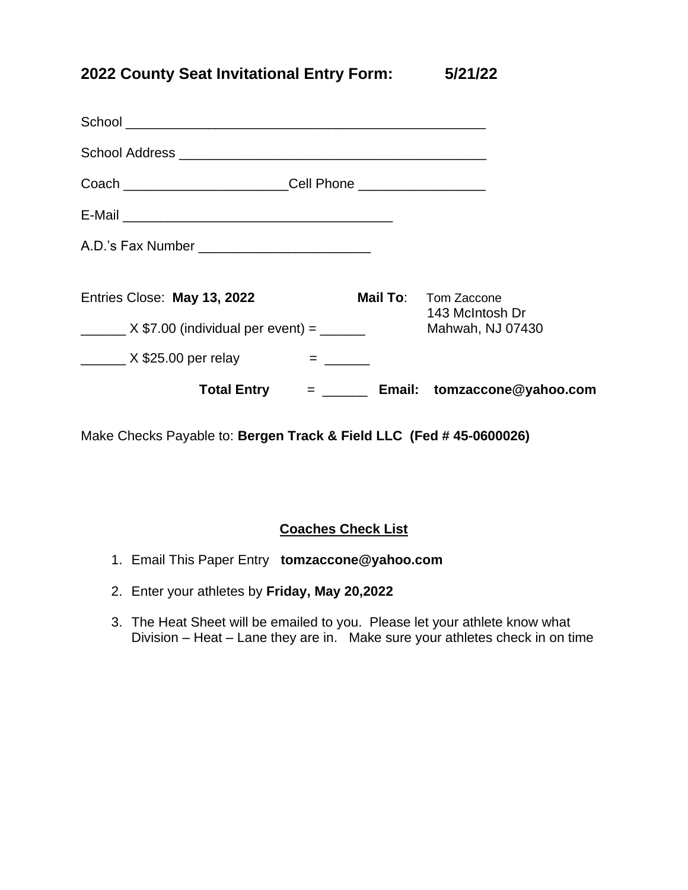## 2022 County Seat Invitational Entry Form: 5/21/22

School ________________________________________________

School Address ________________________________________

Coach _____________________ Cell Phone ________________

E-Mail ___________________________________

A.D.'s Fax Number ______________________

Entries Close: **May 13, 2022**

**Mail To**: Tom Zaccone
143 McIntosh Dr
Mahwah, NJ 07430

______ X $7.00 (individual per event) = ______

______ X $25.00 per relay = ______

**Total Entry** = ______

**Email: tomzaccone@yahoo.com**

Make Checks Payable to: **Bergen Track & Field LLC (Fed # 45-0600026)**

### Coaches Check List

1. Email This Paper Entry **tomzaccone@yahoo.com**
2. Enter your athletes by **Friday, May 20,2022**
3. The Heat Sheet will be emailed to you. Please let your athlete know what Division – Heat – Lane they are in. Make sure your athletes check in on time